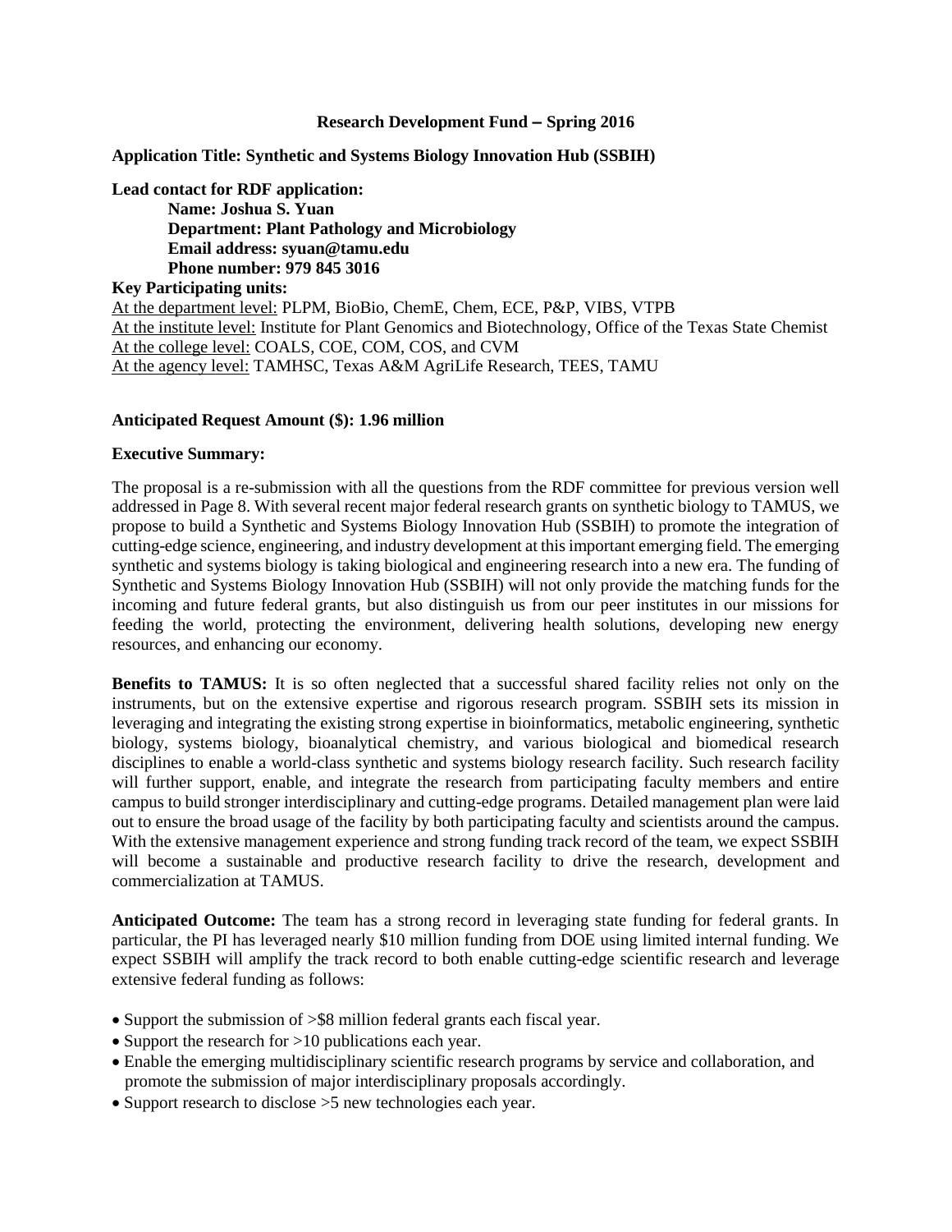**Research Development Fund – Spring 2016**

**Application Title: Synthetic and Systems Biology Innovation Hub (SSBIH)**

**Lead contact for RDF application:**

**Name: Joshua S. Yuan**
**Department: Plant Pathology and Microbiology**
**Email address: syuan@tamu.edu**
**Phone number: 979 845 3016**

**Key Participating units:**

At the department level: PLPM, BioBio, ChemE, Chem, ECE, P&P, VIBS, VTPB
At the institute level: Institute for Plant Genomics and Biotechnology, Office of the Texas State Chemist
At the college level: COALS, COE, COM, COS, and CVM
At the agency level: TAMHSC, Texas A&M AgriLife Research, TEES, TAMU

**Anticipated Request Amount ($): 1.96 million**

**Executive Summary:**

The proposal is a re-submission with all the questions from the RDF committee for previous version well addressed in Page 8. With several recent major federal research grants on synthetic biology to TAMUS, we propose to build a Synthetic and Systems Biology Innovation Hub (SSBIH) to promote the integration of cutting-edge science, engineering, and industry development at this important emerging field. The emerging synthetic and systems biology is taking biological and engineering research into a new era. The funding of Synthetic and Systems Biology Innovation Hub (SSBIH) will not only provide the matching funds for the incoming and future federal grants, but also distinguish us from our peer institutes in our missions for feeding the world, protecting the environment, delivering health solutions, developing new energy resources, and enhancing our economy.

**Benefits to TAMUS:** It is so often neglected that a successful shared facility relies not only on the instruments, but on the extensive expertise and rigorous research program. SSBIH sets its mission in leveraging and integrating the existing strong expertise in bioinformatics, metabolic engineering, synthetic biology, systems biology, bioanalytical chemistry, and various biological and biomedical research disciplines to enable a world-class synthetic and systems biology research facility. Such research facility will further support, enable, and integrate the research from participating faculty members and entire campus to build stronger interdisciplinary and cutting-edge programs. Detailed management plan were laid out to ensure the broad usage of the facility by both participating faculty and scientists around the campus. With the extensive management experience and strong funding track record of the team, we expect SSBIH will become a sustainable and productive research facility to drive the research, development and commercialization at TAMUS.

**Anticipated Outcome:** The team has a strong record in leveraging state funding for federal grants. In particular, the PI has leveraged nearly $10 million funding from DOE using limited internal funding. We expect SSBIH will amplify the track record to both enable cutting-edge scientific research and leverage extensive federal funding as follows:

- Support the submission of >$8 million federal grants each fiscal year.
- Support the research for >10 publications each year.
- Enable the emerging multidisciplinary scientific research programs by service and collaboration, and promote the submission of major interdisciplinary proposals accordingly.
- Support research to disclose >5 new technologies each year.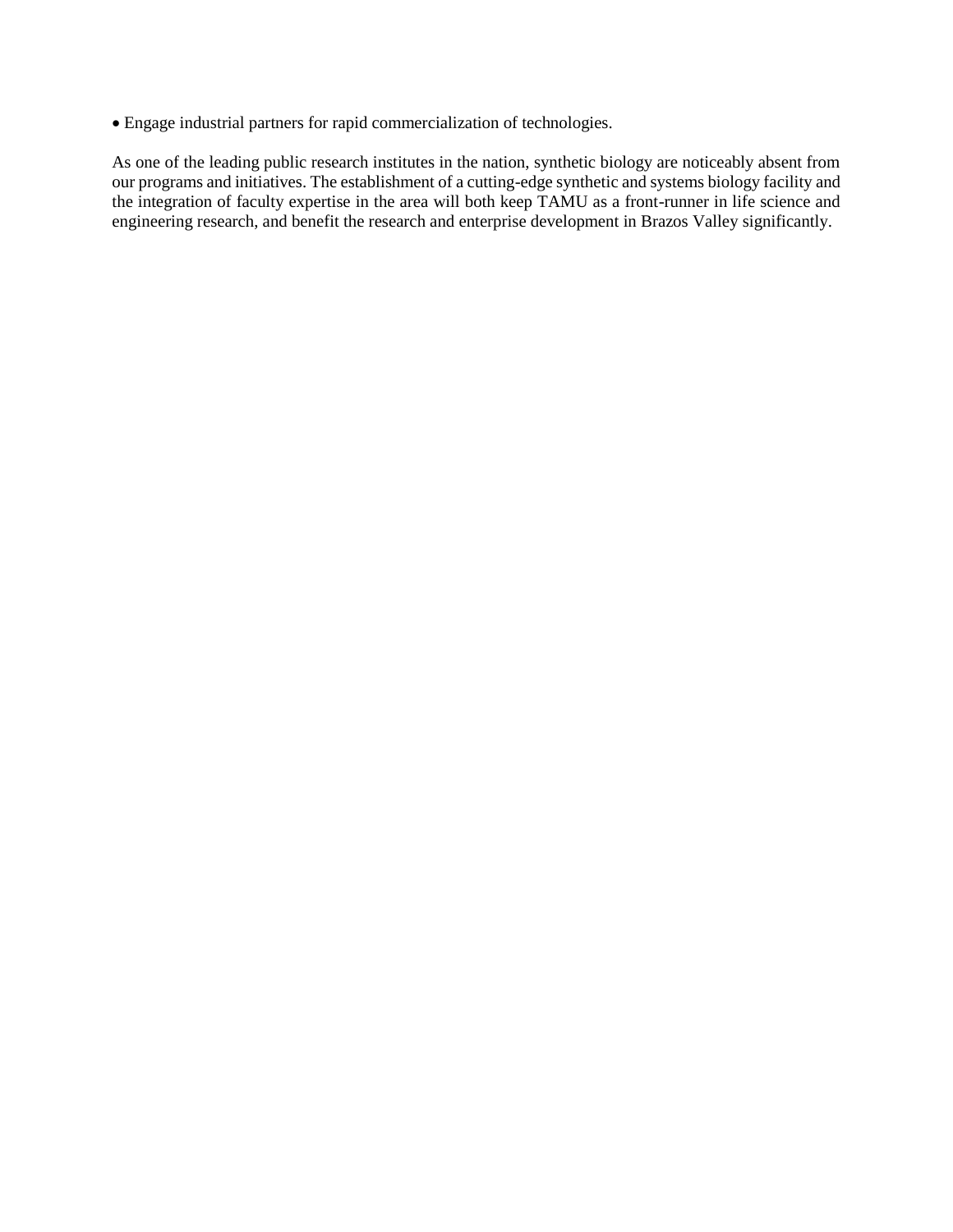- Engage industrial partners for rapid commercialization of technologies.

As one of the leading public research institutes in the nation, synthetic biology are noticeably absent from our programs and initiatives. The establishment of a cutting-edge synthetic and systems biology facility and the integration of faculty expertise in the area will both keep TAMU as a front-runner in life science and engineering research, and benefit the research and enterprise development in Brazos Valley significantly.